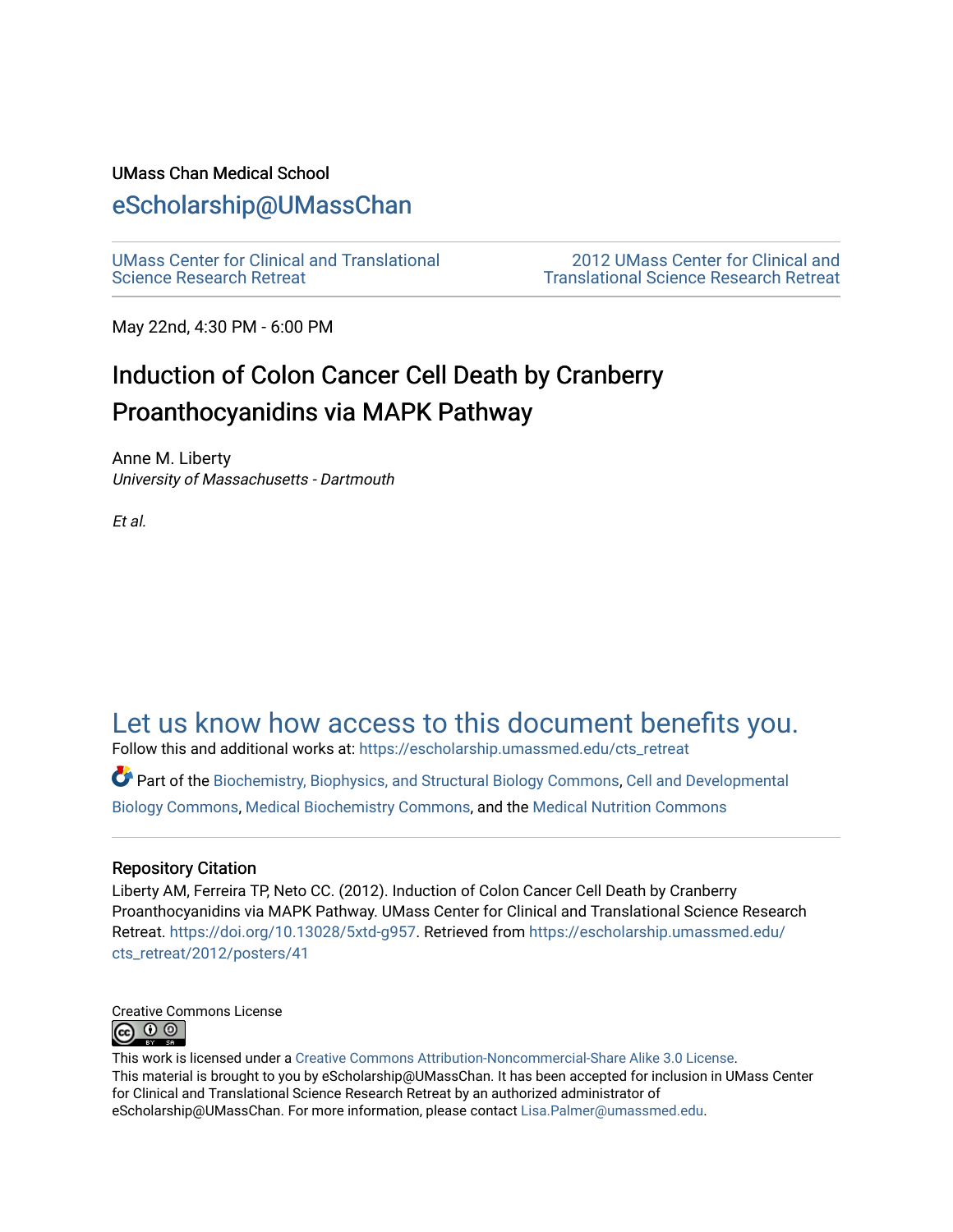UMass Chan Medical School

## eScholarship@UMassChan

UMass Center for Clinical and Translational Science Research Retreat

2012 UMass Center for Clinical and Translational Science Research Retreat

May 22nd, 4:30 PM - 6:00 PM

# Induction of Colon Cancer Cell Death by Cranberry Proanthocyanidins via MAPK Pathway

Anne M. Liberty
*University of Massachusetts - Dartmouth*

*Et al.*

## Let us know how access to this document benefits you.

Follow this and additional works at: https://escholarship.umassmed.edu/cts_retreat

Part of the Biochemistry, Biophysics, and Structural Biology Commons, Cell and Developmental Biology Commons, Medical Biochemistry Commons, and the Medical Nutrition Commons

### Repository Citation

Liberty AM, Ferreira TP, Neto CC. (2012). Induction of Colon Cancer Cell Death by Cranberry Proanthocyanidins via MAPK Pathway. UMass Center for Clinical and Translational Science Research Retreat. https://doi.org/10.13028/5xtd-g957. Retrieved from https://escholarship.umassmed.edu/cts_retreat/2012/posters/41

Creative Commons License

This work is licensed under a Creative Commons Attribution-Noncommercial-Share Alike 3.0 License.
This material is brought to you by eScholarship@UMassChan. It has been accepted for inclusion in UMass Center for Clinical and Translational Science Research Retreat by an authorized administrator of eScholarship@UMassChan. For more information, please contact Lisa.Palmer@umassmed.edu.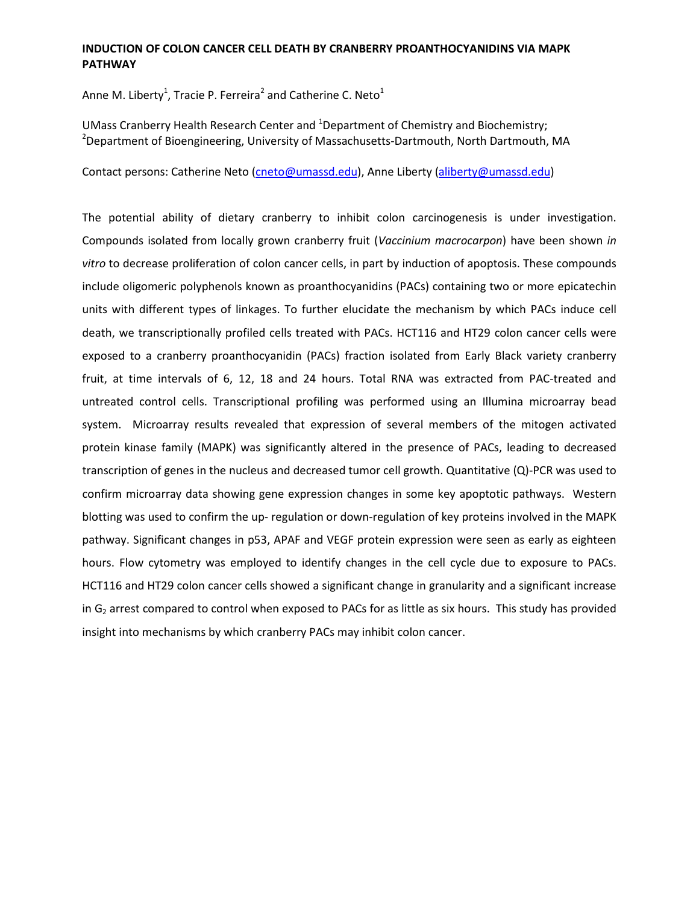**INDUCTION OF COLON CANCER CELL DEATH BY CRANBERRY PROANTHOCYANIDINS VIA MAPK PATHWAY**

Anne M. Liberty[1], Tracie P. Ferreira[2] and Catherine C. Neto[1]

UMass Cranberry Health Research Center and [1]Department of Chemistry and Biochemistry; [2]Department of Bioengineering, University of Massachusetts-Dartmouth, North Dartmouth, MA

Contact persons: Catherine Neto (cneto@umassd.edu), Anne Liberty (aliberty@umassd.edu)

The potential ability of dietary cranberry to inhibit colon carcinogenesis is under investigation. Compounds isolated from locally grown cranberry fruit (*Vaccinium macrocarpon*) have been shown *in vitro* to decrease proliferation of colon cancer cells, in part by induction of apoptosis. These compounds include oligomeric polyphenols known as proanthocyanidins (PACs) containing two or more epicatechin units with different types of linkages. To further elucidate the mechanism by which PACs induce cell death, we transcriptionally profiled cells treated with PACs. HCT116 and HT29 colon cancer cells were exposed to a cranberry proanthocyanidin (PACs) fraction isolated from Early Black variety cranberry fruit, at time intervals of 6, 12, 18 and 24 hours. Total RNA was extracted from PAC-treated and untreated control cells. Transcriptional profiling was performed using an Illumina microarray bead system. Microarray results revealed that expression of several members of the mitogen activated protein kinase family (MAPK) was significantly altered in the presence of PACs, leading to decreased transcription of genes in the nucleus and decreased tumor cell growth. Quantitative (Q)-PCR was used to confirm microarray data showing gene expression changes in some key apoptotic pathways. Western blotting was used to confirm the up- regulation or down-regulation of key proteins involved in the MAPK pathway. Significant changes in p53, APAF and VEGF protein expression were seen as early as eighteen hours. Flow cytometry was employed to identify changes in the cell cycle due to exposure to PACs. HCT116 and HT29 colon cancer cells showed a significant change in granularity and a significant increase in $G_2$ arrest compared to control when exposed to PACs for as little as six hours. This study has provided insight into mechanisms by which cranberry PACs may inhibit colon cancer.